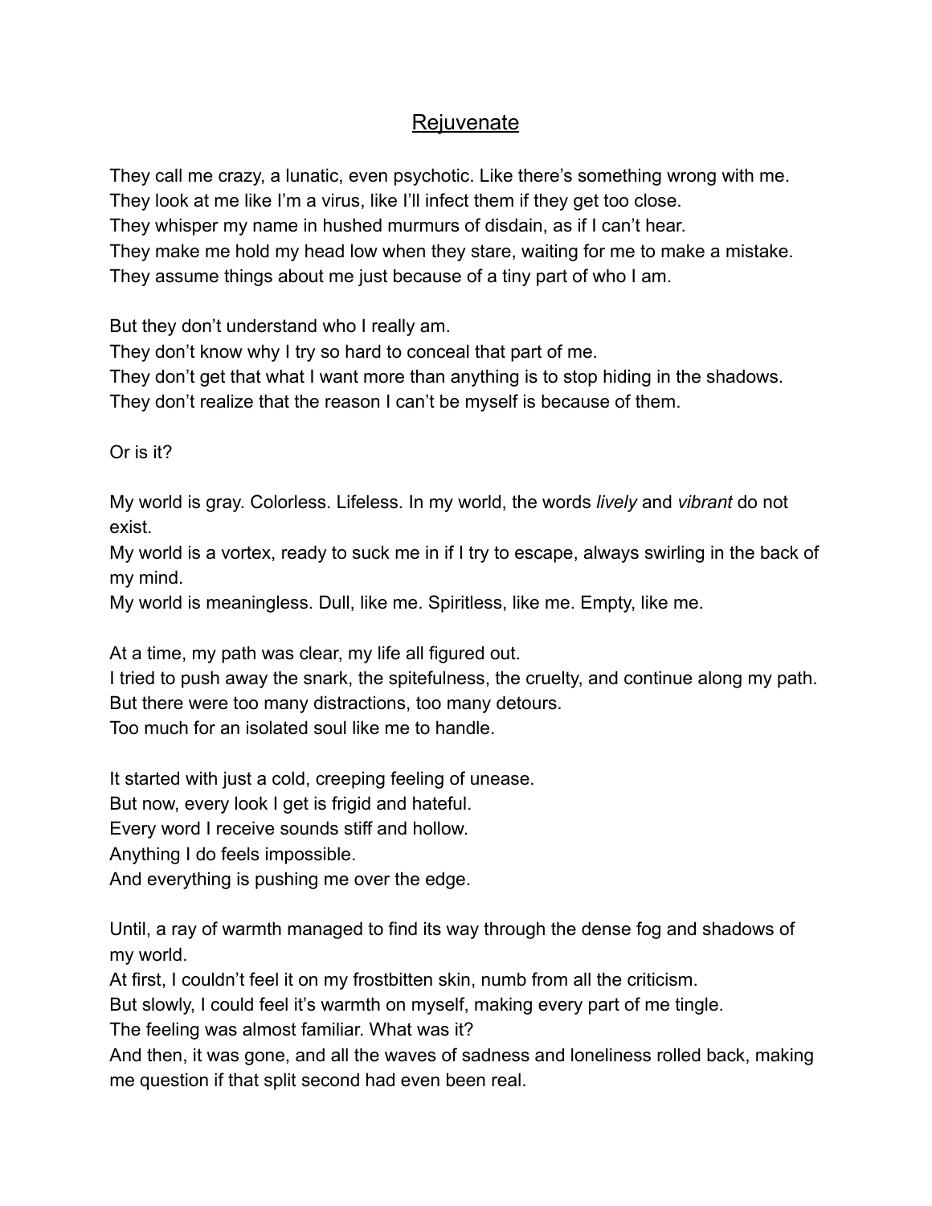# Rejuvenate

They call me crazy, a lunatic, even psychotic. Like there's something wrong with me.
They look at me like I'm a virus, like I'll infect them if they get too close.
They whisper my name in hushed murmurs of disdain, as if I can't hear.
They make me hold my head low when they stare, waiting for me to make a mistake.
They assume things about me just because of a tiny part of who I am.

But they don't understand who I really am.
They don't know why I try so hard to conceal that part of me.
They don't get that what I want more than anything is to stop hiding in the shadows.
They don't realize that the reason I can't be myself is because of them.

Or is it?

My world is gray. Colorless. Lifeless. In my world, the words *lively* and *vibrant* do not exist.
My world is a vortex, ready to suck me in if I try to escape, always swirling in the back of my mind.
My world is meaningless. Dull, like me. Spiritless, like me. Empty, like me.

At a time, my path was clear, my life all figured out.
I tried to push away the snark, the spitefulness, the cruelty, and continue along my path.
But there were too many distractions, too many detours.
Too much for an isolated soul like me to handle.

It started with just a cold, creeping feeling of unease.
But now, every look I get is frigid and hateful.
Every word I receive sounds stiff and hollow.
Anything I do feels impossible.
And everything is pushing me over the edge.

Until, a ray of warmth managed to find its way through the dense fog and shadows of my world.
At first, I couldn't feel it on my frostbitten skin, numb from all the criticism.
But slowly, I could feel it's warmth on myself, making every part of me tingle.
The feeling was almost familiar. What was it?
And then, it was gone, and all the waves of sadness and loneliness rolled back, making me question if that split second had even been real.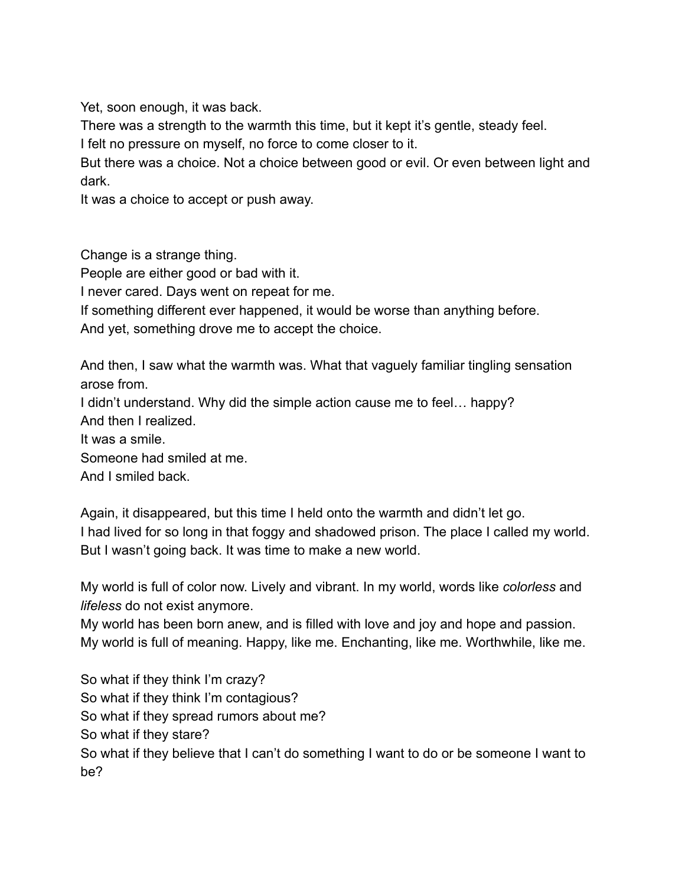Yet, soon enough, it was back.
There was a strength to the warmth this time, but it kept it's gentle, steady feel.
I felt no pressure on myself, no force to come closer to it.
But there was a choice. Not a choice between good or evil. Or even between light and dark.
It was a choice to accept or push away.

Change is a strange thing.
People are either good or bad with it.
I never cared. Days went on repeat for me.
If something different ever happened, it would be worse than anything before.
And yet, something drove me to accept the choice.

And then, I saw what the warmth was. What that vaguely familiar tingling sensation arose from.
I didn't understand. Why did the simple action cause me to feel… happy?
And then I realized.
It was a smile.
Someone had smiled at me.
And I smiled back.

Again, it disappeared, but this time I held onto the warmth and didn't let go.
I had lived for so long in that foggy and shadowed prison. The place I called my world.
But I wasn't going back. It was time to make a new world.

My world is full of color now. Lively and vibrant. In my world, words like *colorless* and *lifeless* do not exist anymore.
My world has been born anew, and is filled with love and joy and hope and passion.
My world is full of meaning. Happy, like me. Enchanting, like me. Worthwhile, like me.

So what if they think I'm crazy?
So what if they think I'm contagious?
So what if they spread rumors about me?
So what if they stare?
So what if they believe that I can't do something I want to do or be someone I want to be?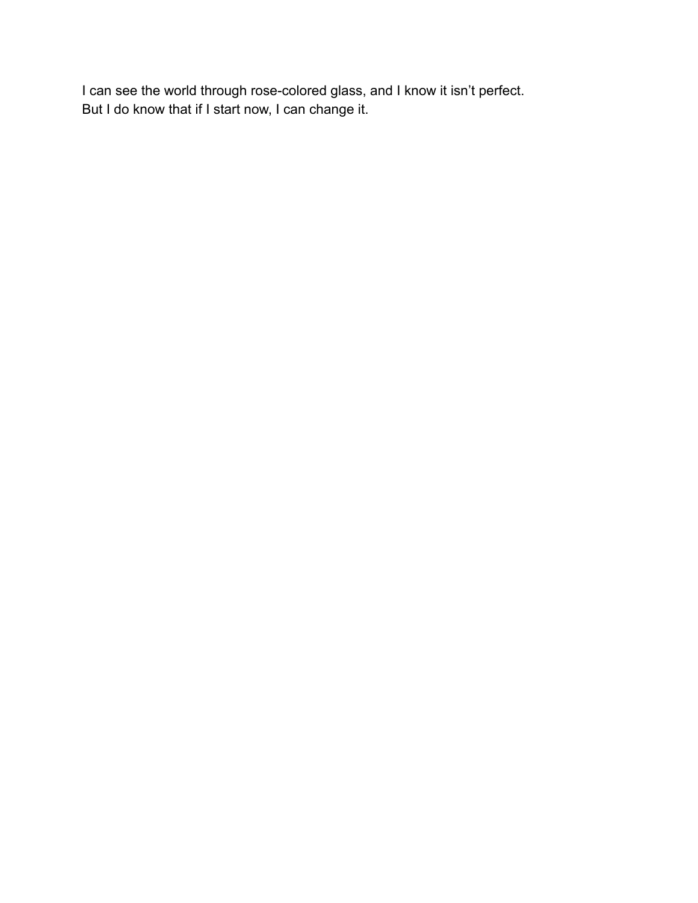I can see the world through rose-colored glass, and I know it isn’t perfect.
But I do know that if I start now, I can change it.